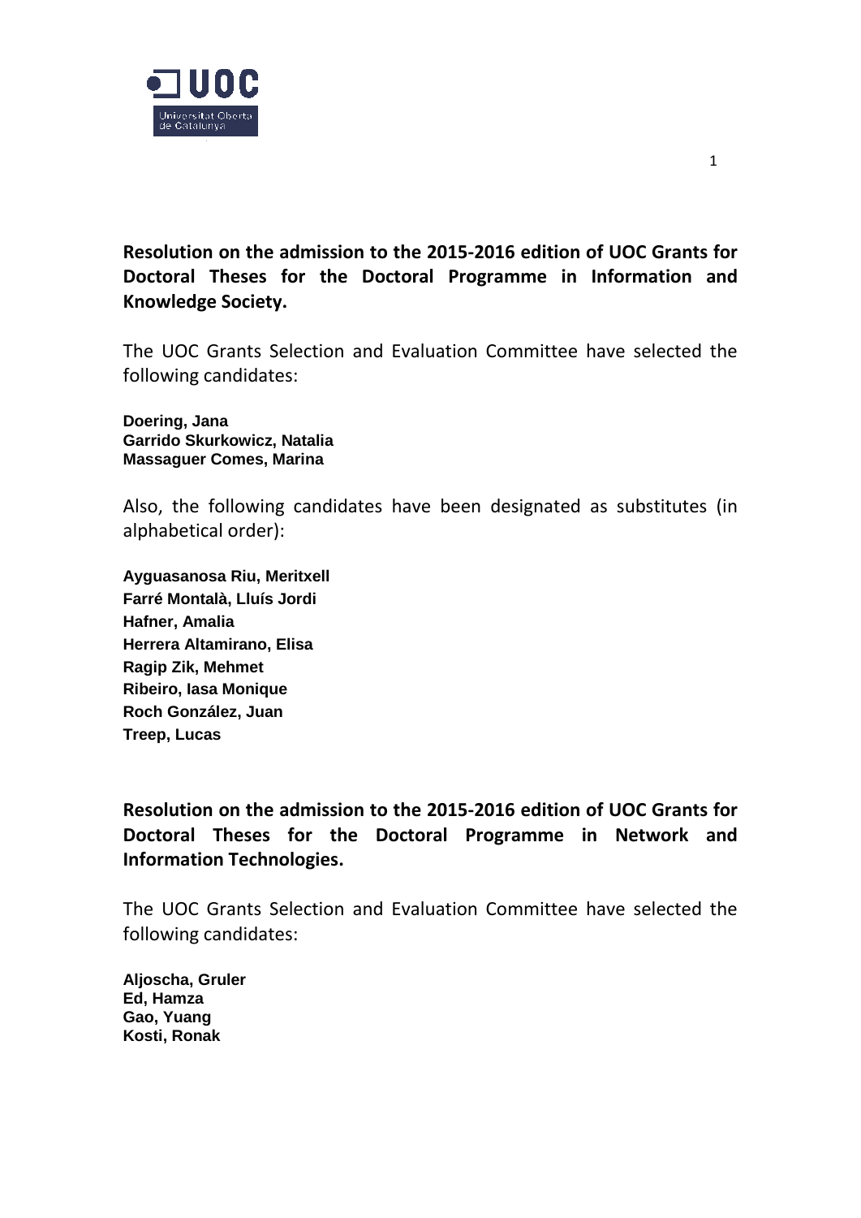**Resolution on the admission to the 2015-2016 edition of UOC Grants for Doctoral Theses for the Doctoral Programme in Information and Knowledge Society.**

The UOC Grants Selection and Evaluation Committee have selected the following candidates:

**Doering, Jana**
**Garrido Skurkowicz, Natalia**
**Massaguer Comes, Marina**

Also, the following candidates have been designated as substitutes (in alphabetical order):

**Ayguasanosa Riu, Meritxell**
**Farré Montalà, Lluís Jordi**
**Hafner, Amalia**
**Herrera Altamirano, Elisa**
**Ragip Zik, Mehmet**
**Ribeiro, Iasa Monique**
**Roch González, Juan**
**Treep, Lucas**

**Resolution on the admission to the 2015-2016 edition of UOC Grants for Doctoral Theses for the Doctoral Programme in Network and Information Technologies.**

The UOC Grants Selection and Evaluation Committee have selected the following candidates:

**Aljoscha, Gruler**
**Ed, Hamza**
**Gao, Yuang**
**Kosti, Ronak**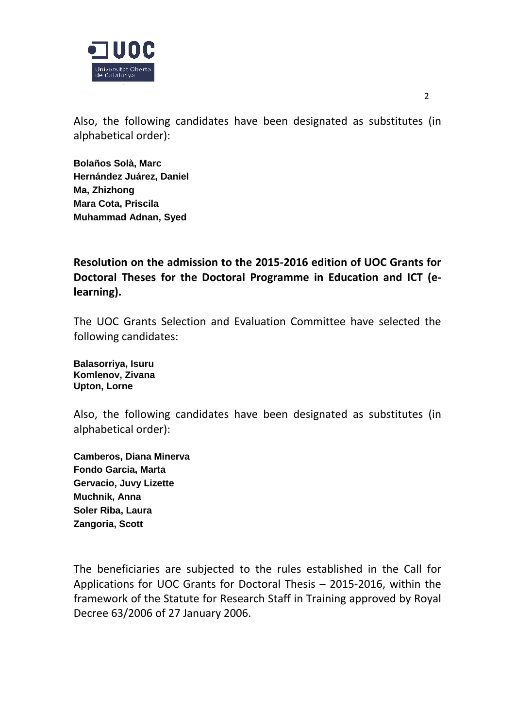Also, the following candidates have been designated as substitutes (in alphabetical order):

**Bolaños Solà, Marc**
**Hernández Juárez, Daniel**
**Ma, Zhizhong**
**Mara Cota, Priscila**
**Muhammad Adnan, Syed**

**Resolution on the admission to the 2015-2016 edition of UOC Grants for Doctoral Theses for the Doctoral Programme in Education and ICT (e-learning).**

The UOC Grants Selection and Evaluation Committee have selected the following candidates:

**Balasorriya, Isuru**
**Komlenov, Zivana**
**Upton, Lorne**

Also, the following candidates have been designated as substitutes (in alphabetical order):

**Camberos, Diana Minerva**
**Fondo Garcia, Marta**
**Gervacio, Juvy Lizette**
**Muchnik, Anna**
**Soler Riba, Laura**
**Zangoria, Scott**

The beneficiaries are subjected to the rules established in the Call for Applications for UOC Grants for Doctoral Thesis – 2015-2016, within the framework of the Statute for Research Staff in Training approved by Royal Decree 63/2006 of 27 January 2006.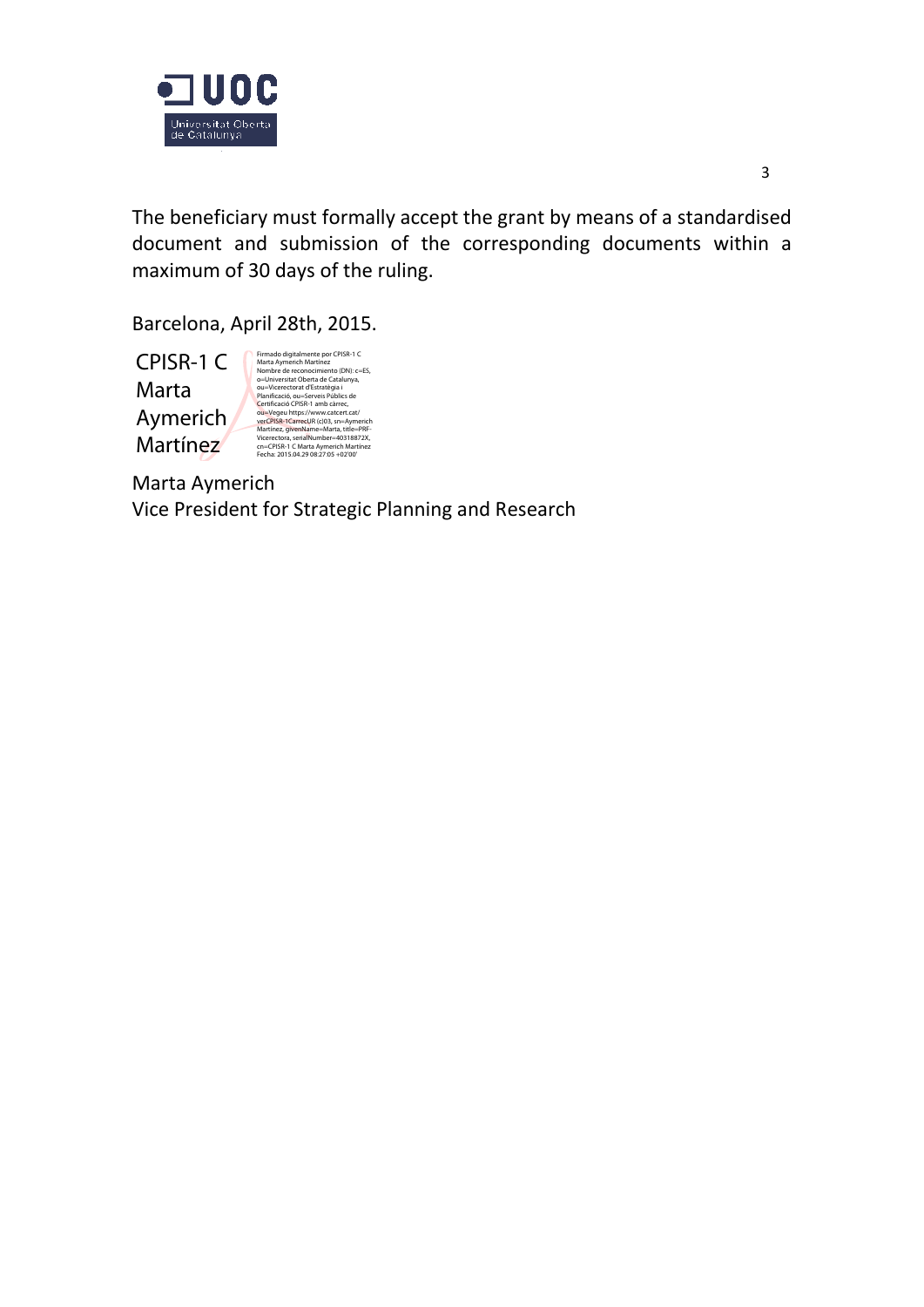The beneficiary must formally accept the grant by means of a standardised document and submission of the corresponding documents within a maximum of 30 days of the ruling.

Barcelona, April 28th, 2015.

CPISR-1 C Marta Aymerich Martínez

Firmado digitalmente por CPISR-1 C Marta Aymerich Martínez
Nombre de reconocimiento (DN): c=ES, o=Universitat Oberta de Catalunya, ou=Vicerectorat d'Estratègia i Planificació, ou=Serveis Públics de Certificació CPISR-1 amb càrrec, ou=Vegeu https://www.catcert.cat/verCPISR-1CarrecUR (c)03, sn=Aymerich Martínez, givenName=Marta, title=PRF-Vicerectora, serialNumber=40318872X, cn=CPISR-1 C Marta Aymerich Martínez
Fecha: 2015.04.29 08:27:05 +02'00'

Marta Aymerich
Vice President for Strategic Planning and Research